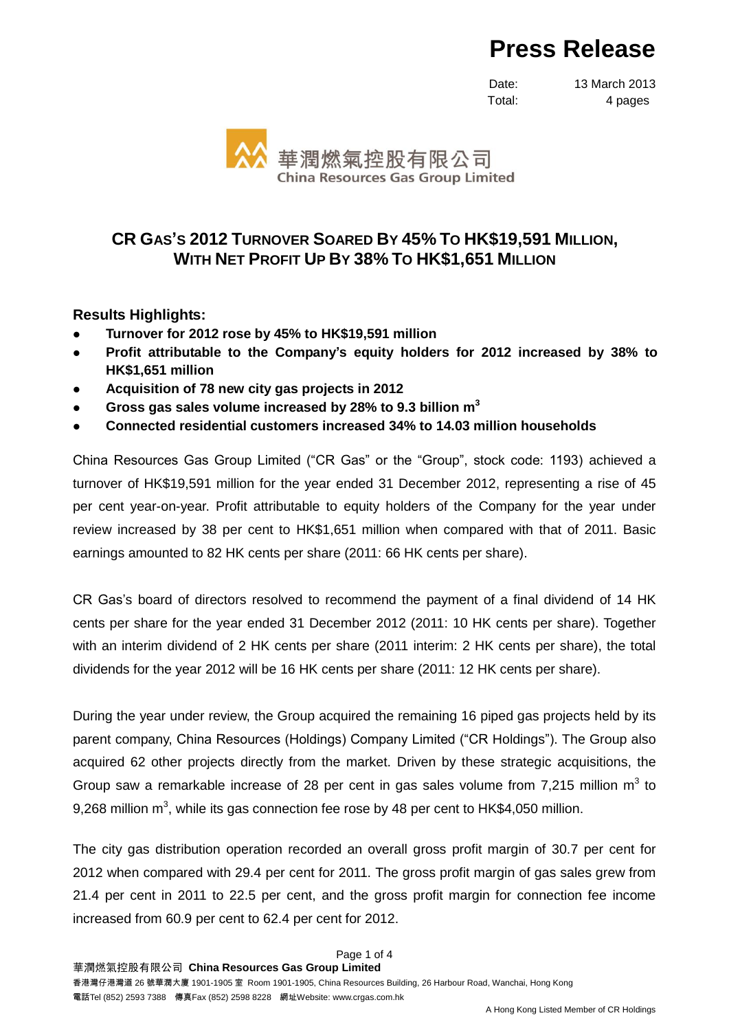# Press Release

Date: 13 March 2013
Total: 4 pages

華潤燃氣控股有限公司
China Resources Gas Group Limited

## CR GAS'S 2012 TURNOVER SOARED BY 45% TO HK$19,591 MILLION, WITH NET PROFIT UP BY 38% TO HK$1,651 MILLION

### Results Highlights:

- **Turnover for 2012 rose by 45% to HK$19,591 million**
- **Profit attributable to the Company's equity holders for 2012 increased by 38% to HK$1,651 million**
- **Acquisition of 78 new city gas projects in 2012**
- **Gross gas sales volume increased by 28% to 9.3 billion m$^3$**
- **Connected residential customers increased 34% to 14.03 million households**

China Resources Gas Group Limited ("CR Gas" or the "Group", stock code: 1193) achieved a turnover of HK$19,591 million for the year ended 31 December 2012, representing a rise of 45 per cent year-on-year. Profit attributable to equity holders of the Company for the year under review increased by 38 per cent to HK$1,651 million when compared with that of 2011. Basic earnings amounted to 82 HK cents per share (2011: 66 HK cents per share).

CR Gas's board of directors resolved to recommend the payment of a final dividend of 14 HK cents per share for the year ended 31 December 2012 (2011: 10 HK cents per share). Together with an interim dividend of 2 HK cents per share (2011 interim: 2 HK cents per share), the total dividends for the year 2012 will be 16 HK cents per share (2011: 12 HK cents per share).

During the year under review, the Group acquired the remaining 16 piped gas projects held by its parent company, China Resources (Holdings) Company Limited ("CR Holdings"). The Group also acquired 62 other projects directly from the market. Driven by these strategic acquisitions, the Group saw a remarkable increase of 28 per cent in gas sales volume from 7,215 million m$^3$ to 9,268 million m$^3$, while its gas connection fee rose by 48 per cent to HK$4,050 million.

The city gas distribution operation recorded an overall gross profit margin of 30.7 per cent for 2012 when compared with 29.4 per cent for 2011. The gross profit margin of gas sales grew from 21.4 per cent in 2011 to 22.5 per cent, and the gross profit margin for connection fee income increased from 60.9 per cent to 62.4 per cent for 2012.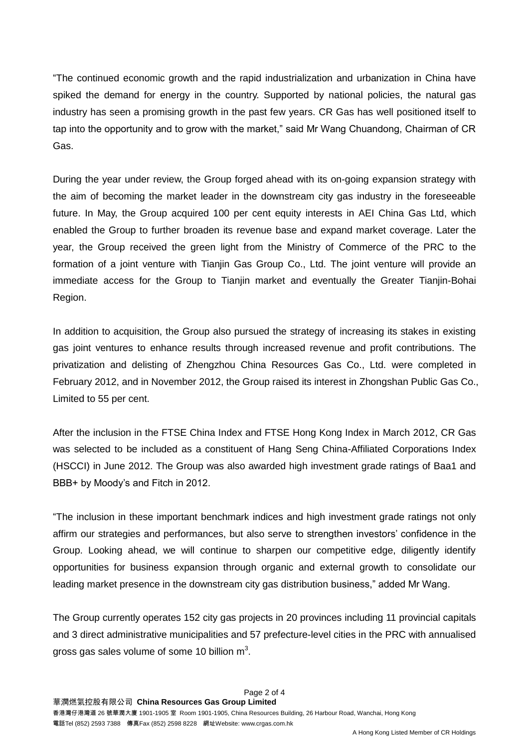"The continued economic growth and the rapid industrialization and urbanization in China have spiked the demand for energy in the country. Supported by national policies, the natural gas industry has seen a promising growth in the past few years. CR Gas has well positioned itself to tap into the opportunity and to grow with the market," said Mr Wang Chuandong, Chairman of CR Gas.

During the year under review, the Group forged ahead with its on-going expansion strategy with the aim of becoming the market leader in the downstream city gas industry in the foreseeable future. In May, the Group acquired 100 per cent equity interests in AEI China Gas Ltd, which enabled the Group to further broaden its revenue base and expand market coverage. Later the year, the Group received the green light from the Ministry of Commerce of the PRC to the formation of a joint venture with Tianjin Gas Group Co., Ltd. The joint venture will provide an immediate access for the Group to Tianjin market and eventually the Greater Tianjin-Bohai Region.

In addition to acquisition, the Group also pursued the strategy of increasing its stakes in existing gas joint ventures to enhance results through increased revenue and profit contributions. The privatization and delisting of Zhengzhou China Resources Gas Co., Ltd. were completed in February 2012, and in November 2012, the Group raised its interest in Zhongshan Public Gas Co., Limited to 55 per cent.

After the inclusion in the FTSE China Index and FTSE Hong Kong Index in March 2012, CR Gas was selected to be included as a constituent of Hang Seng China-Affiliated Corporations Index (HSCCI) in June 2012. The Group was also awarded high investment grade ratings of Baa1 and BBB+ by Moody's and Fitch in 2012.

"The inclusion in these important benchmark indices and high investment grade ratings not only affirm our strategies and performances, but also serve to strengthen investors' confidence in the Group. Looking ahead, we will continue to sharpen our competitive edge, diligently identify opportunities for business expansion through organic and external growth to consolidate our leading market presence in the downstream city gas distribution business," added Mr Wang.

The Group currently operates 152 city gas projects in 20 provinces including 11 provincial capitals and 3 direct administrative municipalities and 57 prefecture-level cities in the PRC with annualised gross gas sales volume of some 10 billion $m^3$.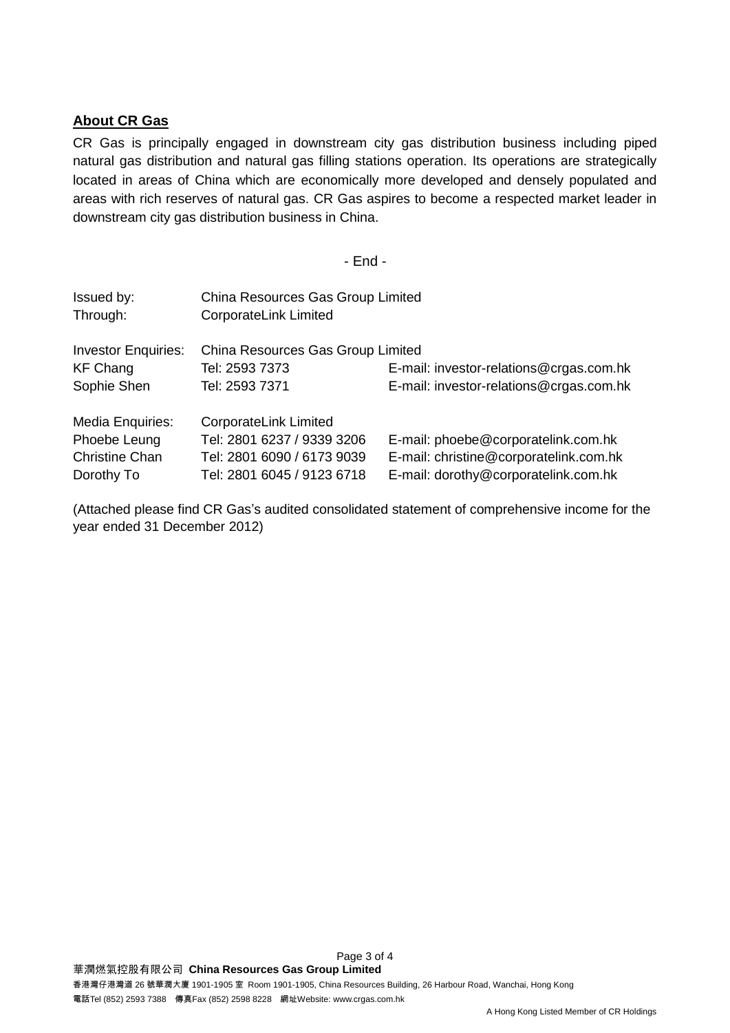## About CR Gas

CR Gas is principally engaged in downstream city gas distribution business including piped natural gas distribution and natural gas filling stations operation. Its operations are strategically located in areas of China which are economically more developed and densely populated and areas with rich reserves of natural gas. CR Gas aspires to become a respected market leader in downstream city gas distribution business in China.

- End -

| | | |
|---|---|---|
| Issued by: | China Resources Gas Group Limited | |
| Through: | CorporateLink Limited | |
| | | |
| Investor Enquiries: | China Resources Gas Group Limited | |
| KF Chang | Tel: 2593 7373 | E-mail: investor-relations@crgas.com.hk |
| Sophie Shen | Tel: 2593 7371 | E-mail: investor-relations@crgas.com.hk |
| | | |
| Media Enquiries: | CorporateLink Limited | |
| Phoebe Leung | Tel: 2801 6237 / 9339 3206 | E-mail: phoebe@corporatelink.com.hk |
| Christine Chan | Tel: 2801 6090 / 6173 9039 | E-mail: christine@corporatelink.com.hk |
| Dorothy To | Tel: 2801 6045 / 9123 6718 | E-mail: dorothy@corporatelink.com.hk |

(Attached please find CR Gas's audited consolidated statement of comprehensive income for the year ended 31 December 2012)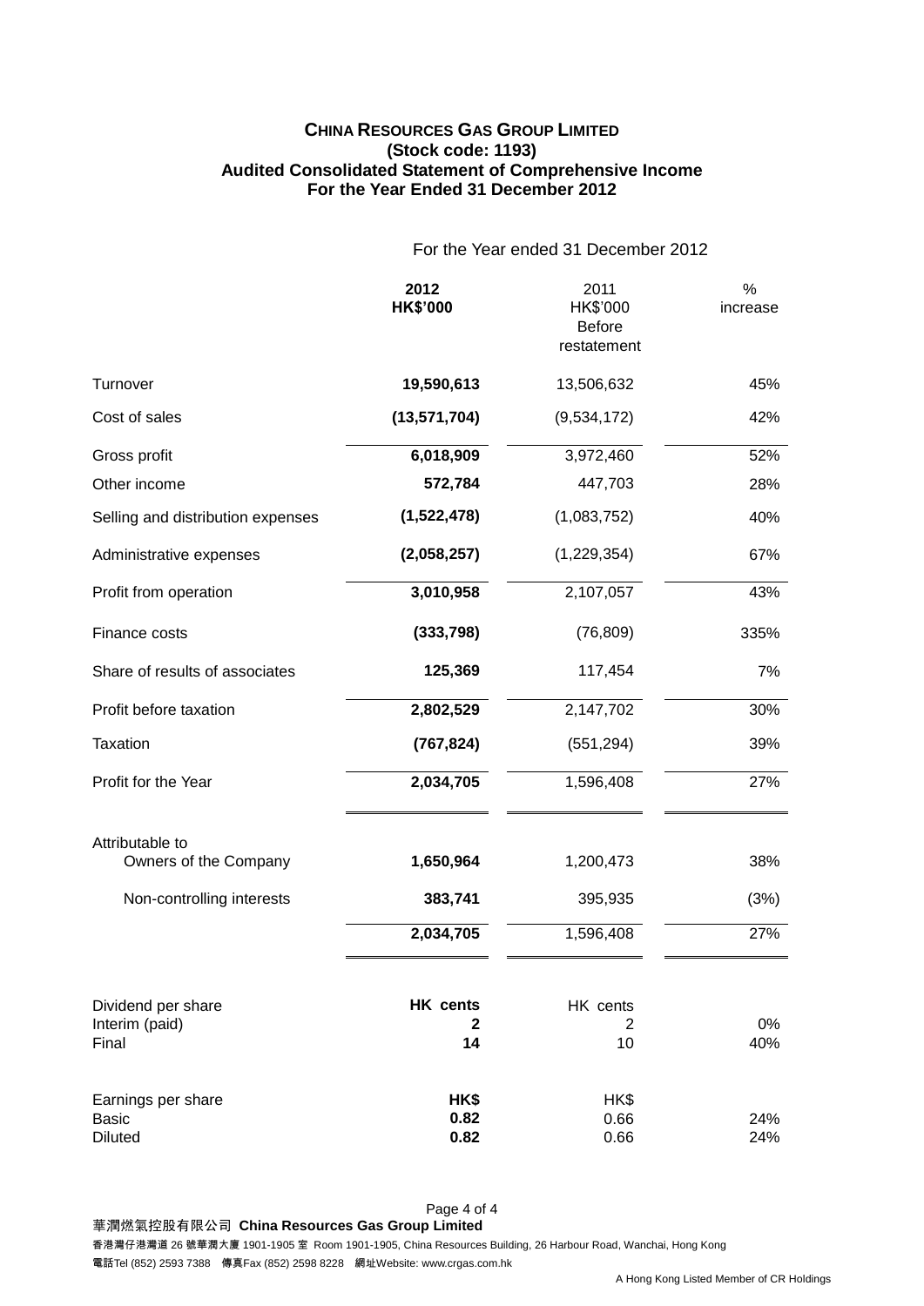# CHINA RESOURCES GAS GROUP LIMITED
## (Stock code: 1193)
## Audited Consolidated Statement of Comprehensive Income
## For the Year Ended 31 December 2012

For the Year ended 31 December 2012

| | 2012<br>HK$'000 | 2011<br>HK$'000<br>Before restatement | %<br>increase |
|---|---|---|---|
| Turnover | **19,590,613** | 13,506,632 | 45% |
| Cost of sales | **(13,571,704)** | (9,534,172) | 42% |
| Gross profit | **6,018,909** | 3,972,460 | 52% |
| Other income | **572,784** | 447,703 | 28% |
| Selling and distribution expenses | **(1,522,478)** | (1,083,752) | 40% |
| Administrative expenses | **(2,058,257)** | (1,229,354) | 67% |
| Profit from operation | **3,010,958** | 2,107,057 | 43% |
| Finance costs | **(333,798)** | (76,809) | 335% |
| Share of results of associates | **125,369** | 117,454 | 7% |
| Profit before taxation | **2,802,529** | 2,147,702 | 30% |
| Taxation | **(767,824)** | (551,294) | 39% |
| Profit for the Year | **2,034,705** | 1,596,408 | 27% |
| Attributable to<br>Owners of the Company | **1,650,964** | 1,200,473 | 38% |
| Non-controlling interests | **383,741** | 395,935 | (3%) |
| | **2,034,705** | 1,596,408 | 27% |
| Dividend per share | **HK cents** | HK cents | |
| Interim (paid) | **2** | 2 | 0% |
| Final | **14** | 10 | 40% |
| Earnings per share | **HK$** | HK$ | |
| Basic | **0.82** | 0.66 | 24% |
| Diluted | **0.82** | 0.66 | 24% |

華潤燃氣控股有限公司 **China Resources Gas Group Limited**

香港灣仔港灣道 26 號華潤大廈 1901-1905 室 Room 1901-1905, China Resources Building, 26 Harbour Road, Wanchai, Hong Kong

電話Tel (852) 2593 7388 傳真Fax (852) 2598 8228 網址Website: www.crgas.com.hk

A Hong Kong Listed Member of CR Holdings